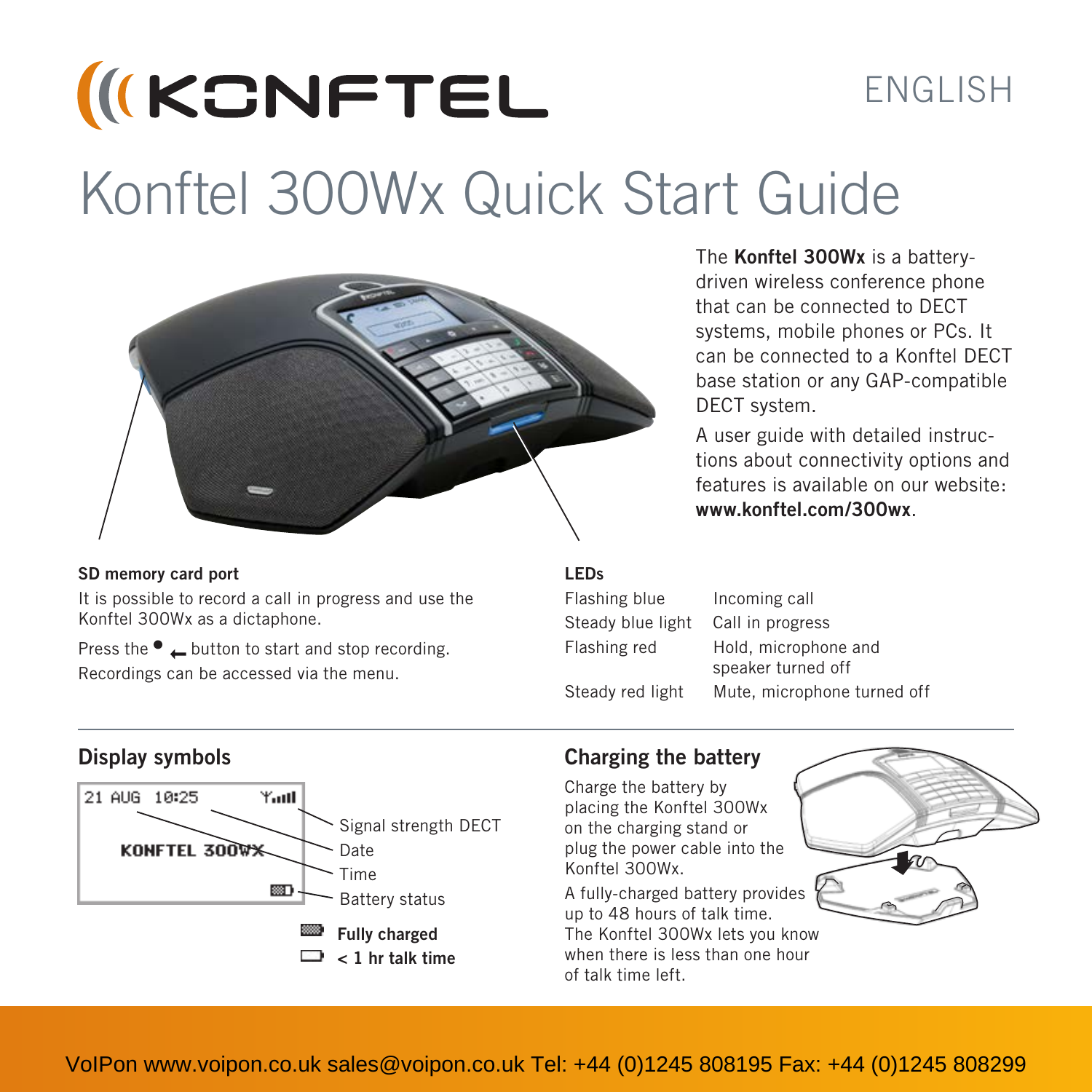ENGLISH

# Konftel 300Wx Quick Start Guide

The **Konftel 300Wx** is a battery-driven wireless conference phone that can be connected to DECT systems, mobile phones or PCs. It can be connected to a Konftel DECT base station or any GAP-compatible DECT system.

A user guide with detailed instructions about connectivity options and features is available on our website: **www.konftel.com/300wx**.

**SD memory card port**

It is possible to record a call in progress and use the Konftel 300Wx as a dictaphone.

Press the ● ← button to start and stop recording. Recordings can be accessed via the menu.

**LEDs**

| | |
|---|---|
| Flashing blue | Incoming call |
| Steady blue light | Call in progress |
| Flashing red | Hold, microphone and speaker turned off |
| Steady red light | Mute, microphone turned off |

## Display symbols

```
21 AUG  10:25        Signal strength DECT

   KONFTEL 300WX
                     Battery status
```

- Signal strength DECT
- Date
- Time
- Battery status

**Fully charged**

**< 1 hr talk time**

## Charging the battery

Charge the battery by placing the Konftel 300Wx on the charging stand or plug the power cable into the Konftel 300Wx.

A fully-charged battery provides up to 48 hours of talk time. The Konftel 300Wx lets you know when there is less than one hour of talk time left.

VoIPon www.voipon.co.uk sales@voipon.co.uk Tel: +44 (0)1245 808195 Fax: +44 (0)1245 808299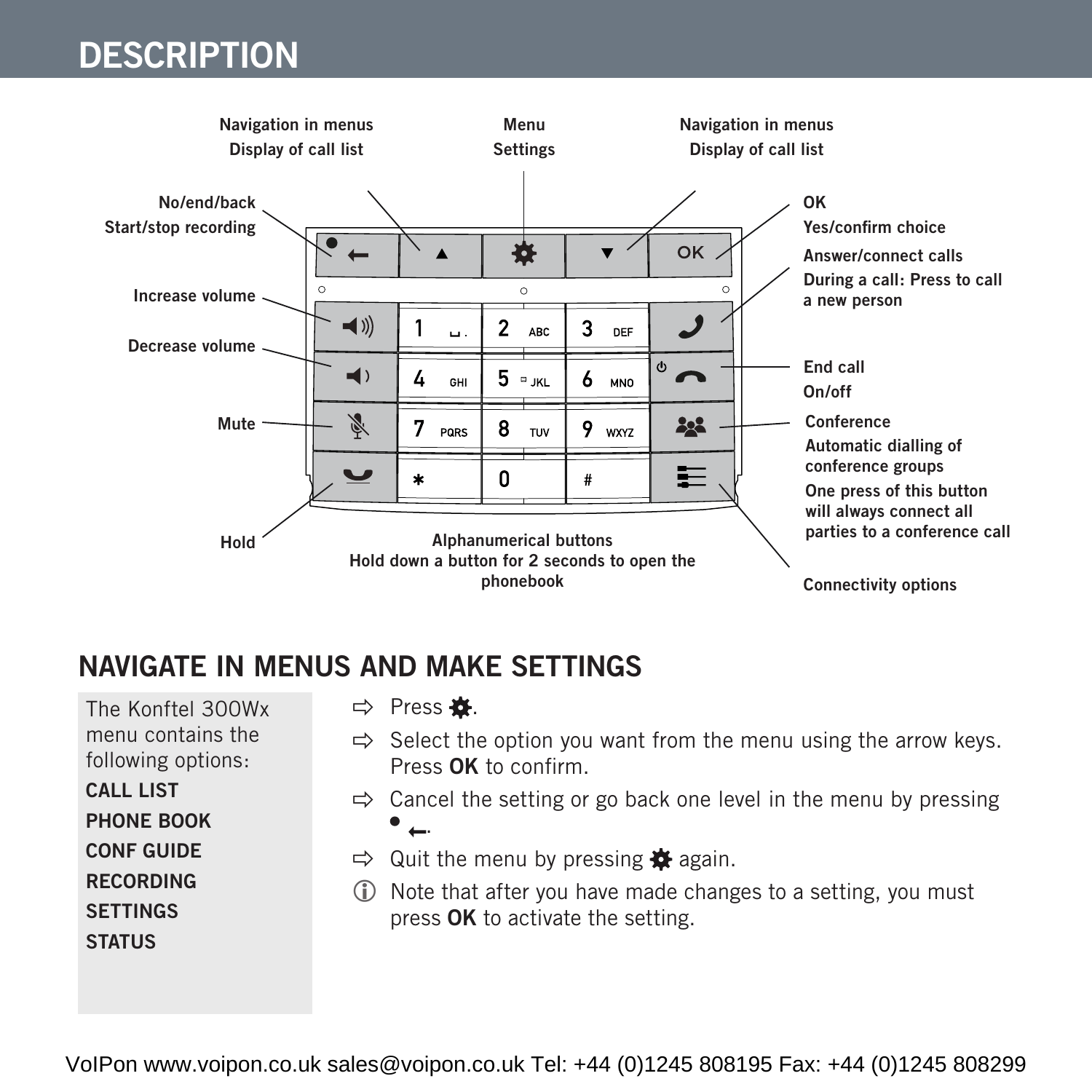# DESCRIPTION

Navigation in menus
Display of call list

Menu
Settings

Navigation in menus
Display of call list

No/end/back
Start/stop recording

OK
Yes/confirm choice

Answer/connect calls
During a call: Press to call a new person

Increase volume

Decrease volume

End call
On/off

Mute

Conference
Automatic dialling of conference groups
One press of this button will always connect all parties to a conference call

Hold

Alphanumerical buttons
Hold down a button for 2 seconds to open the phonebook

Connectivity options

# NAVIGATE IN MENUS AND MAKE SETTINGS

The Konftel 300Wx menu contains the following options:

**CALL LIST**
**PHONE BOOK**
**CONF GUIDE**
**RECORDING**
**SETTINGS**
**STATUS**

⇨ Press ✱.

⇨ Select the option you want from the menu using the arrow keys. Press **OK** to confirm.

⇨ Cancel the setting or go back one level in the menu by pressing ●←.

⇨ Quit the menu by pressing ✱ again.

ⓘ Note that after you have made changes to a setting, you must press **OK** to activate the setting.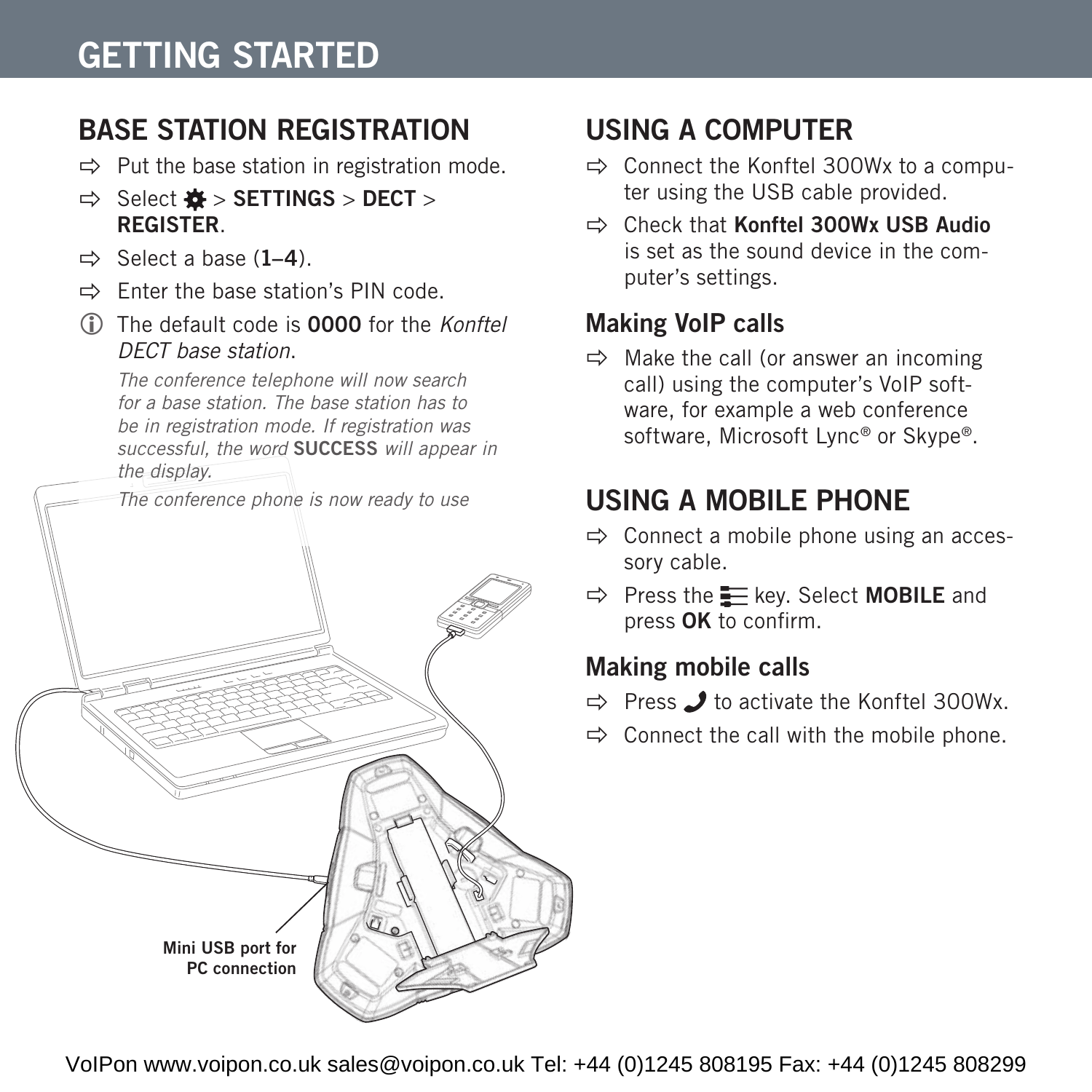# GETTING STARTED

## BASE STATION REGISTRATION

⇨ Put the base station in registration mode.

⇨ Select ⚙ > **SETTINGS** > **DECT** > **REGISTER**.

⇨ Select a base (**1–4**).

⇨ Enter the base station's PIN code.

ⓘ The default code is **0000** for the *Konftel DECT base station*.

*The conference telephone will now search for a base station. The base station has to be in registration mode. If registration was successful, the word* **SUCCESS** *will appear in the display.*

*The conference phone is now ready to use*

**Mini USB port for PC connection**

## USING A COMPUTER

⇨ Connect the Konftel 300Wx to a computer using the USB cable provided.

⇨ Check that **Konftel 300Wx USB Audio** is set as the sound device in the computer's settings.

### Making VoIP calls

⇨ Make the call (or answer an incoming call) using the computer's VoIP software, for example a web conference software, Microsoft Lync® or Skype®.

## USING A MOBILE PHONE

⇨ Connect a mobile phone using an accessory cable.

⇨ Press the ☰ key. Select **MOBILE** and press **OK** to confirm.

### Making mobile calls

⇨ Press 📞 to activate the Konftel 300Wx.

⇨ Connect the call with the mobile phone.

VoIPon www.voipon.co.uk sales@voipon.co.uk Tel: +44 (0)1245 808195 Fax: +44 (0)1245 808299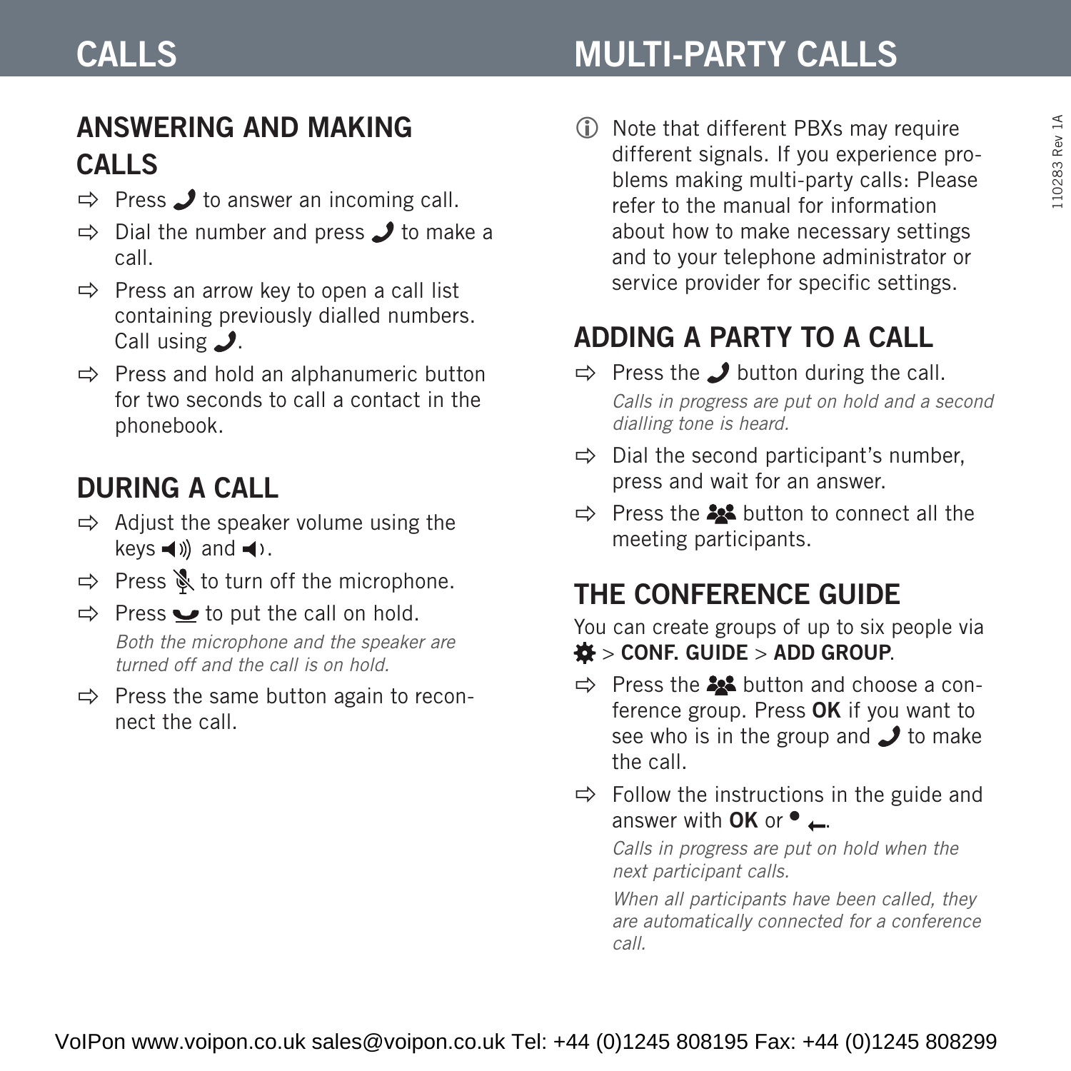# CALLS

## ANSWERING AND MAKING CALLS

⇨ Press 📞 to answer an incoming call.

⇨ Dial the number and press 📞 to make a call.

⇨ Press an arrow key to open a call list containing previously dialled numbers. Call using 📞.

⇨ Press and hold an alphanumeric button for two seconds to call a contact in the phonebook.

## DURING A CALL

⇨ Adjust the speaker volume using the keys 🔊 and 🔉.

⇨ Press 🎙 to turn off the microphone.

⇨ Press ⌣ to put the call on hold.

*Both the microphone and the speaker are turned off and the call is on hold.*

⇨ Press the same button again to reconnect the call.

# MULTI-PARTY CALLS

ⓘ Note that different PBXs may require different signals. If you experience problems making multi-party calls: Please refer to the manual for information about how to make necessary settings and to your telephone administrator or service provider for specific settings.

## ADDING A PARTY TO A CALL

⇨ Press the 📞 button during the call.

*Calls in progress are put on hold and a second dialling tone is heard.*

⇨ Dial the second participant's number, press and wait for an answer.

⇨ Press the 👥 button to connect all the meeting participants.

## THE CONFERENCE GUIDE

You can create groups of up to six people via ⚙ > **CONF. GUIDE** > **ADD GROUP**.

⇨ Press the 👥 button and choose a conference group. Press **OK** if you want to see who is in the group and 📞 to make the call.

⇨ Follow the instructions in the guide and answer with **OK** or • ←.

*Calls in progress are put on hold when the next participant calls.*

*When all participants have been called, they are automatically connected for a conference call.*

110283 Rev 1A

VoIPon www.voipon.co.uk sales@voipon.co.uk Tel: +44 (0)1245 808195 Fax: +44 (0)1245 808299